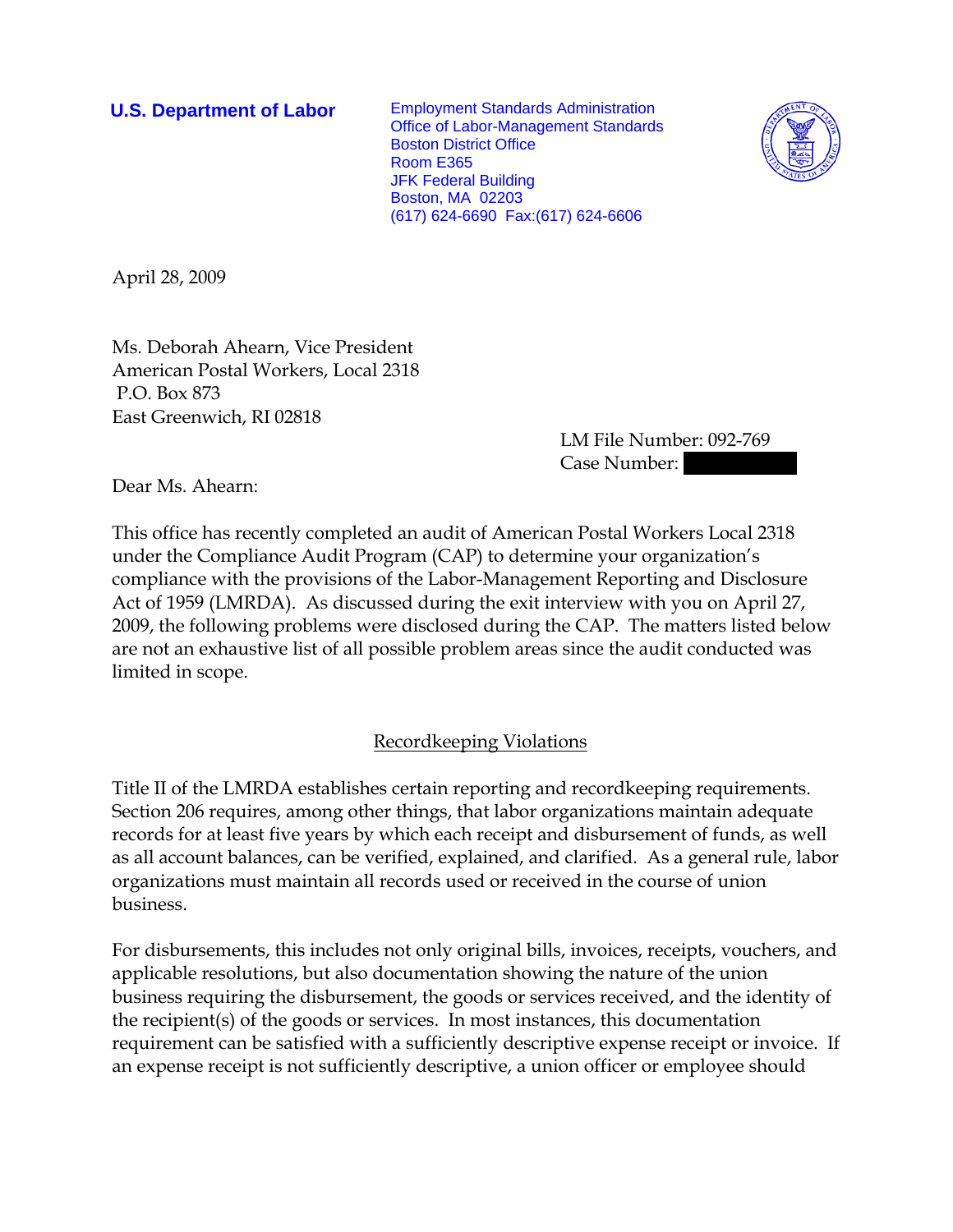**U.S. Department of Labor**

Employment Standards Administration
Office of Labor-Management Standards
Boston District Office
Room E365
JFK Federal Building
Boston, MA 02203
(617) 624-6690 Fax:(617) 624-6606

April 28, 2009

Ms. Deborah Ahearn, Vice President
American Postal Workers, Local 2318
P.O. Box 873
East Greenwich, RI 02818

LM File Number: 092-769
Case Number: 

Dear Ms. Ahearn:

This office has recently completed an audit of American Postal Workers Local 2318 under the Compliance Audit Program (CAP) to determine your organization's compliance with the provisions of the Labor-Management Reporting and Disclosure Act of 1959 (LMRDA). As discussed during the exit interview with you on April 27, 2009, the following problems were disclosed during the CAP. The matters listed below are not an exhaustive list of all possible problem areas since the audit conducted was limited in scope.

## Recordkeeping Violations

Title II of the LMRDA establishes certain reporting and recordkeeping requirements. Section 206 requires, among other things, that labor organizations maintain adequate records for at least five years by which each receipt and disbursement of funds, as well as all account balances, can be verified, explained, and clarified. As a general rule, labor organizations must maintain all records used or received in the course of union business.

For disbursements, this includes not only original bills, invoices, receipts, vouchers, and applicable resolutions, but also documentation showing the nature of the union business requiring the disbursement, the goods or services received, and the identity of the recipient(s) of the goods or services. In most instances, this documentation requirement can be satisfied with a sufficiently descriptive expense receipt or invoice. If an expense receipt is not sufficiently descriptive, a union officer or employee should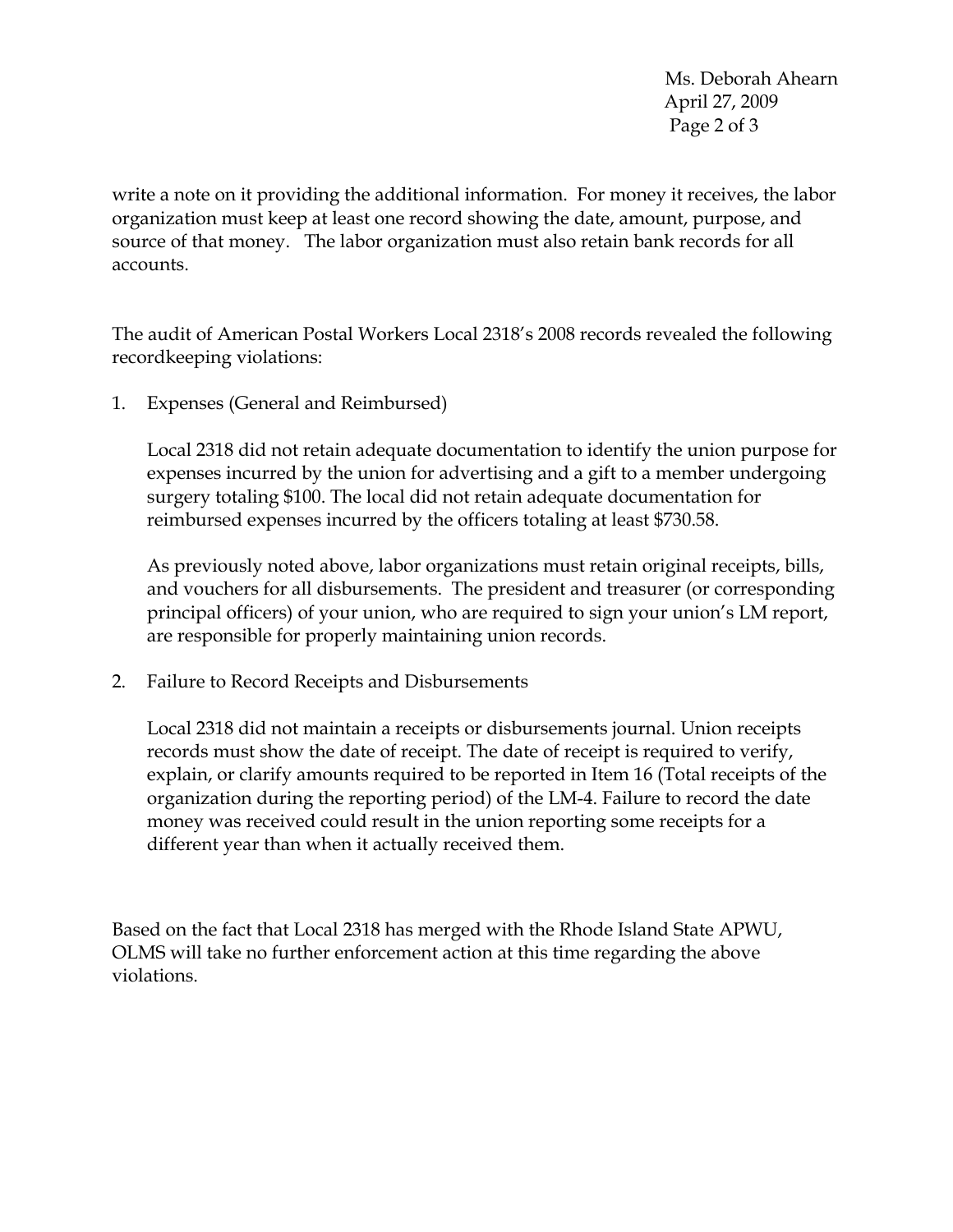write a note on it providing the additional information. For money it receives, the labor organization must keep at least one record showing the date, amount, purpose, and source of that money. The labor organization must also retain bank records for all accounts.

The audit of American Postal Workers Local 2318's 2008 records revealed the following recordkeeping violations:

1. Expenses (General and Reimbursed)

   Local 2318 did not retain adequate documentation to identify the union purpose for expenses incurred by the union for advertising and a gift to a member undergoing surgery totaling $100. The local did not retain adequate documentation for reimbursed expenses incurred by the officers totaling at least $730.58.

   As previously noted above, labor organizations must retain original receipts, bills, and vouchers for all disbursements. The president and treasurer (or corresponding principal officers) of your union, who are required to sign your union's LM report, are responsible for properly maintaining union records.

2. Failure to Record Receipts and Disbursements

   Local 2318 did not maintain a receipts or disbursements journal. Union receipts records must show the date of receipt. The date of receipt is required to verify, explain, or clarify amounts required to be reported in Item 16 (Total receipts of the organization during the reporting period) of the LM-4. Failure to record the date money was received could result in the union reporting some receipts for a different year than when it actually received them.

Based on the fact that Local 2318 has merged with the Rhode Island State APWU, OLMS will take no further enforcement action at this time regarding the above violations.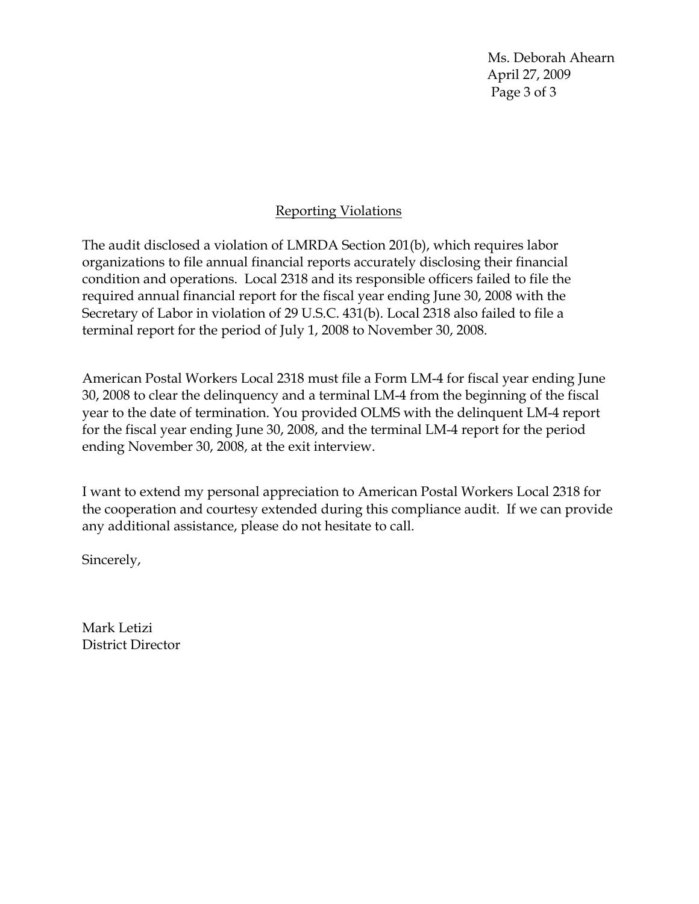## Reporting Violations

The audit disclosed a violation of LMRDA Section 201(b), which requires labor organizations to file annual financial reports accurately disclosing their financial condition and operations. Local 2318 and its responsible officers failed to file the required annual financial report for the fiscal year ending June 30, 2008 with the Secretary of Labor in violation of 29 U.S.C. 431(b). Local 2318 also failed to file a terminal report for the period of July 1, 2008 to November 30, 2008.

American Postal Workers Local 2318 must file a Form LM-4 for fiscal year ending June 30, 2008 to clear the delinquency and a terminal LM-4 from the beginning of the fiscal year to the date of termination. You provided OLMS with the delinquent LM-4 report for the fiscal year ending June 30, 2008, and the terminal LM-4 report for the period ending November 30, 2008, at the exit interview.

I want to extend my personal appreciation to American Postal Workers Local 2318 for the cooperation and courtesy extended during this compliance audit. If we can provide any additional assistance, please do not hesitate to call.

Sincerely,

Mark Letizi
District Director